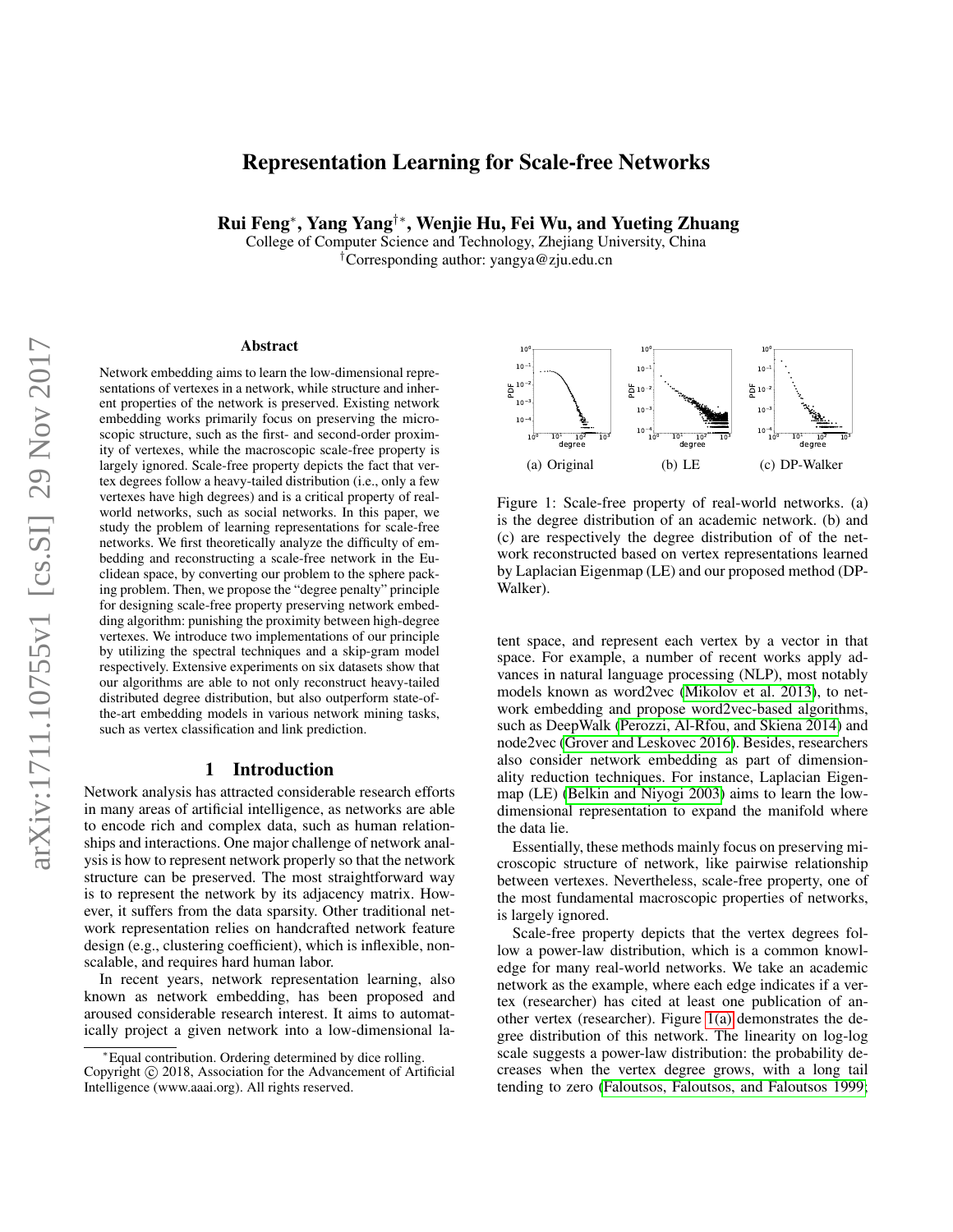# Representation Learning for Scale-free Networks

**Rui Feng*, Yang Yang†*, Wenjie Hu, Fei Wu, and Yueting Zhuang**

College of Computer Science and Technology, Zhejiang University, China

†Corresponding author: yangya@zju.edu.cn

### Abstract

Network embedding aims to learn the low-dimensional representations of vertexes in a network, while structure and inherent properties of the network is preserved. Existing network embedding works primarily focus on preserving the microscopic structure, such as the first- and second-order proximity of vertexes, while the macroscopic scale-free property is largely ignored. Scale-free property depicts the fact that vertex degrees follow a heavy-tailed distribution (i.e., only a few vertexes have high degrees) and is a critical property of real-world networks, such as social networks. In this paper, we study the problem of learning representations for scale-free networks. We first theoretically analyze the difficulty of embedding and reconstructing a scale-free network in the Euclidean space, by converting our problem to the sphere packing problem. Then, we propose the "degree penalty" principle for designing scale-free property preserving network embedding algorithm: punishing the proximity between high-degree vertexes. We introduce two implementations of our principle by utilizing the spectral techniques and a skip-gram model respectively. Extensive experiments on six datasets show that our algorithms are able to not only reconstruct heavy-tailed distributed degree distribution, but also outperform state-of-the-art embedding models in various network mining tasks, such as vertex classification and link prediction.

## 1 Introduction

Network analysis has attracted considerable research efforts in many areas of artificial intelligence, as networks are able to encode rich and complex data, such as human relationships and interactions. One major challenge of network analysis is how to represent network properly so that the network structure can be preserved. The most straightforward way is to represent the network by its adjacency matrix. However, it suffers from the data sparsity. Other traditional network representation relies on handcrafted network feature design (e.g., clustering coefficient), which is inflexible, non-scalable, and requires hard human labor.

In recent years, network representation learning, also known as network embedding, has been proposed and aroused considerable research interest. It aims to automatically project a given network into a low-dimensional latent space, and represent each vertex by a vector in that space. For example, a number of recent works apply advances in natural language processing (NLP), most notably models known as word2vec (Mikolov et al. 2013), to network embedding and propose word2vec-based algorithms, such as DeepWalk (Perozzi, Al-Rfou, and Skiena 2014) and node2vec (Grover and Leskovec 2016). Besides, researchers also consider network embedding as part of dimensionality reduction techniques. For instance, Laplacian Eigenmap (LE) (Belkin and Niyogi 2003) aims to learn the low-dimensional representation to expand the manifold where the data lie.

(a) Original (b) LE (c) DP-Walker

Figure 1: Scale-free property of real-world networks. (a) is the degree distribution of an academic network. (b) and (c) are respectively the degree distribution of of the network reconstructed based on vertex representations learned by Laplacian Eigenmap (LE) and our proposed method (DP-Walker).

Essentially, these methods mainly focus on preserving microscopic structure of network, like pairwise relationship between vertexes. Nevertheless, scale-free property, one of the most fundamental macroscopic properties of networks, is largely ignored.

Scale-free property depicts that the vertex degrees follow a power-law distribution, which is a common knowledge for many real-world networks. We take an academic network as the example, where each edge indicates if a vertex (researcher) has cited at least one publication of another vertex (researcher). Figure 1(a) demonstrates the degree distribution of this network. The linearity on log-log scale suggests a power-law distribution: the probability decreases when the vertex degree grows, with a long tail tending to zero (Faloutsos, Faloutsos, and Faloutsos 1999;

*Equal contribution. Ordering determined by dice rolling.

Copyright © 2018, Association for the Advancement of Artificial Intelligence (www.aaai.org). All rights reserved.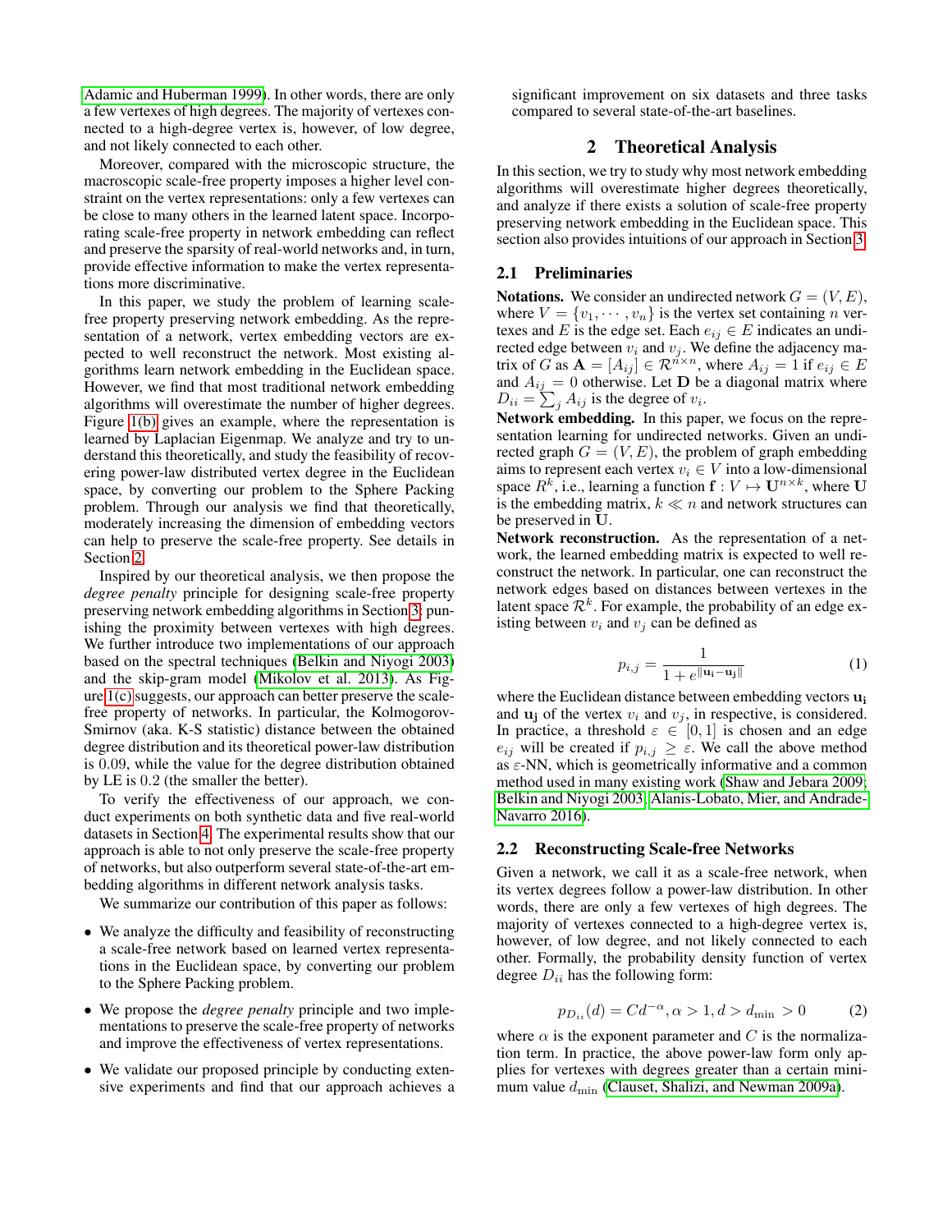Adamic and Huberman 1999). In other words, there are only a few vertexes of high degrees. The majority of vertexes connected to a high-degree vertex is, however, of low degree, and not likely connected to each other.

Moreover, compared with the microscopic structure, the macroscopic scale-free property imposes a higher level constraint on the vertex representations: only a few vertexes can be close to many others in the learned latent space. Incorporating scale-free property in network embedding can reflect and preserve the sparsity of real-world networks and, in turn, provide effective information to make the vertex representations more discriminative.

In this paper, we study the problem of learning scale-free property preserving network embedding. As the representation of a network, vertex embedding vectors are expected to well reconstruct the network. Most existing algorithms learn network embedding in the Euclidean space. However, we find that most traditional network embedding algorithms will overestimate the number of higher degrees. Figure 1(b) gives an example, where the representation is learned by Laplacian Eigenmap. We analyze and try to understand this theoretically, and study the feasibility of recovering power-law distributed vertex degree in the Euclidean space, by converting our problem to the Sphere Packing problem. Through our analysis we find that theoretically, moderately increasing the dimension of embedding vectors can help to preserve the scale-free property. See details in Section 2.

Inspired by our theoretical analysis, we then propose the *degree penalty* principle for designing scale-free property preserving network embedding algorithms in Section 3: punishing the proximity between vertexes with high degrees. We further introduce two implementations of our approach based on the spectral techniques (Belkin and Niyogi 2003) and the skip-gram model (Mikolov et al. 2013). As Figure 1(c) suggests, our approach can better preserve the scale-free property of networks. In particular, the Kolmogorov-Smirnov (aka. K-S statistic) distance between the obtained degree distribution and its theoretical power-law distribution is 0.09, while the value for the degree distribution obtained by LE is 0.2 (the smaller the better).

To verify the effectiveness of our approach, we conduct experiments on both synthetic data and five real-world datasets in Section 4. The experimental results show that our approach is able to not only preserve the scale-free property of networks, but also outperform several state-of-the-art embedding algorithms in different network analysis tasks.

We summarize our contribution of this paper as follows:

- We analyze the difficulty and feasibility of reconstructing a scale-free network based on learned vertex representations in the Euclidean space, by converting our problem to the Sphere Packing problem.
- We propose the *degree penalty* principle and two implementations to preserve the scale-free property of networks and improve the effectiveness of vertex representations.
- We validate our proposed principle by conducting extensive experiments and find that our approach achieves a significant improvement on six datasets and three tasks compared to several state-of-the-art baselines.

## 2 Theoretical Analysis

In this section, we try to study why most network embedding algorithms will overestimate higher degrees theoretically, and analyze if there exists a solution of scale-free property preserving network embedding in the Euclidean space. This section also provides intuitions of our approach in Section 3.

### 2.1 Preliminaries

**Notations.** We consider an undirected network $G = (V, E)$, where $V = \{v_1, \cdots, v_n\}$ is the vertex set containing $n$ vertexes and $E$ is the edge set. Each $e_{ij} \in E$ indicates an undirected edge between $v_i$ and $v_j$. We define the adjacency matrix of $G$ as $\mathbf{A} = [A_{ij}] \in \mathcal{R}^{n \times n}$, where $A_{ij} = 1$ if $e_{ij} \in E$ and $A_{ij} = 0$ otherwise. Let $\mathbf{D}$ be a diagonal matrix where $D_{ii} = \sum_j A_{ij}$ is the degree of $v_i$.

**Network embedding.** In this paper, we focus on the representation learning for undirected networks. Given an undirected graph $G = (V, E)$, the problem of graph embedding aims to represent each vertex $v_i \in V$ into a low-dimensional space $R^k$, i.e., learning a function $\mathbf{f} : V \mapsto \mathbf{U}^{n \times k}$, where $\mathbf{U}$ is the embedding matrix, $k \ll n$ and network structures can be preserved in $\mathbf{U}$.

**Network reconstruction.** As the representation of a network, the learned embedding matrix is expected to well reconstruct the network. In particular, one can reconstruct the network edges based on distances between vertexes in the latent space $\mathcal{R}^k$. For example, the probability of an edge existing between $v_i$ and $v_j$ can be defined as

$$p_{i,j} = \frac{1}{1 + e^{\|\mathbf{u_i} - \mathbf{u_j}\|}} \tag{1}$$

where the Euclidean distance between embedding vectors $\mathbf{u_i}$ and $\mathbf{u_j}$ of the vertex $v_i$ and $v_j$, in respective, is considered. In practice, a threshold $\varepsilon \in [0, 1]$ is chosen and an edge $e_{ij}$ will be created if $p_{i,j} \geq \varepsilon$. We call the above method as $\varepsilon$-NN, which is geometrically informative and a common method used in many existing work (Shaw and Jebara 2009; Belkin and Niyogi 2003; Alanis-Lobato, Mier, and Andrade-Navarro 2016).

### 2.2 Reconstructing Scale-free Networks

Given a network, we call it as a scale-free network, when its vertex degrees follow a power-law distribution. In other words, there are only a few vertexes of high degrees. The majority of vertexes connected to a high-degree vertex is, however, of low degree, and not likely connected to each other. Formally, the probability density function of vertex degree $D_{ii}$ has the following form:

$$p_{D_{ii}}(d) = Cd^{-\alpha}, \alpha > 1, d > d_{\min} > 0 \tag{2}$$

where $\alpha$ is the exponent parameter and $C$ is the normalization term. In practice, the above power-law form only applies for vertexes with degrees greater than a certain minimum value $d_{\min}$ (Clauset, Shalizi, and Newman 2009a).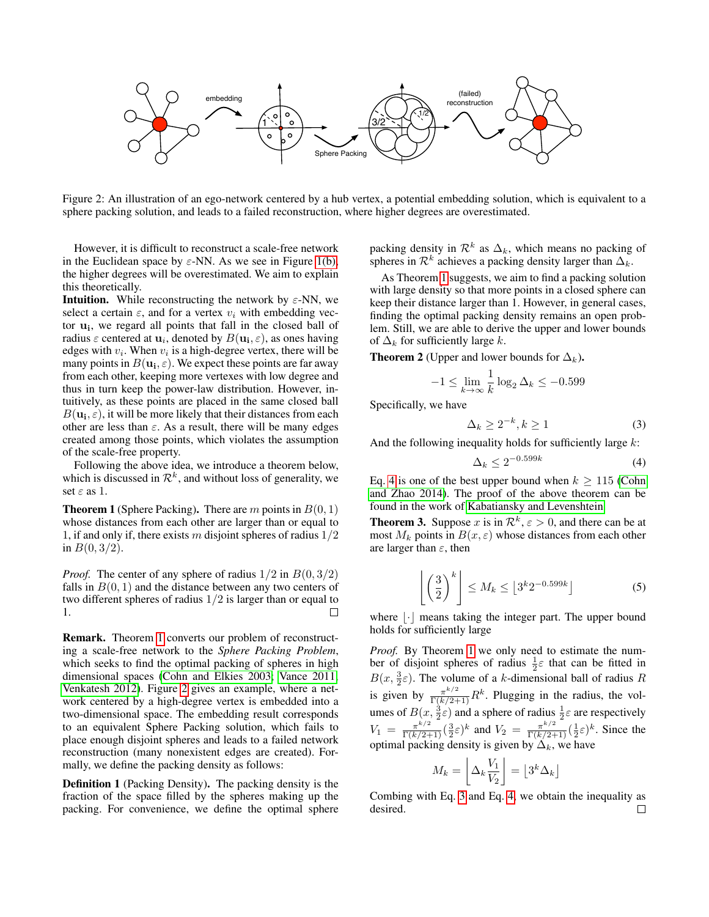Figure 2: An illustration of an ego-network centered by a hub vertex, a potential embedding solution, which is equivalent to a sphere packing solution, and leads to a failed reconstruction, where higher degrees are overestimated.

However, it is difficult to reconstruct a scale-free network in the Euclidean space by $\varepsilon$-NN. As we see in Figure 1(b), the higher degrees will be overestimated. We aim to explain this theoretically.

**Intuition.** While reconstructing the network by $\varepsilon$-NN, we select a certain $\varepsilon$, and for a vertex $v_i$ with embedding vector $\mathbf{u_i}$, we regard all points that fall in the closed ball of radius $\varepsilon$ centered at $\mathbf{u}_i$, denoted by $B(\mathbf{u_i}, \varepsilon)$, as ones having edges with $v_i$. When $v_i$ is a high-degree vertex, there will be many points in $B(\mathbf{u_i}, \varepsilon)$. We expect these points are far away from each other, keeping more vertexes with low degree and thus in turn keep the power-law distribution. However, intuitively, as these points are placed in the same closed ball $B(\mathbf{u_i}, \varepsilon)$, it will be more likely that their distances from each other are less than $\varepsilon$. As a result, there will be many edges created among those points, which violates the assumption of the scale-free property.

Following the above idea, we introduce a theorem below, which is discussed in $\mathcal{R}^k$, and without loss of generality, we set $\varepsilon$ as 1.

**Theorem 1** (Sphere Packing)**.** There are $m$ points in $B(0, 1)$ whose distances from each other are larger than or equal to 1, if and only if, there exists $m$ disjoint spheres of radius $1/2$ in $B(0, 3/2)$.

*Proof.* The center of any sphere of radius $1/2$ in $B(0, 3/2)$ falls in $B(0, 1)$ and the distance between any two centers of two different spheres of radius $1/2$ is larger than or equal to 1. ∎

**Remark.** Theorem 1 converts our problem of reconstructing a scale-free network to the *Sphere Packing Problem*, which seeks to find the optimal packing of spheres in high dimensional spaces (Cohn and Elkies 2003; Vance 2011; Venkatesh 2012). Figure 2 gives an example, where a network centered by a high-degree vertex is embedded into a two-dimensional space. The embedding result corresponds to an equivalent Sphere Packing solution, which fails to place enough disjoint spheres and leads to a failed network reconstruction (many nonexistent edges are created). Formally, we define the packing density as follows:

**Definition 1** (Packing Density)**.** The packing density is the fraction of the space filled by the spheres making up the packing. For convenience, we define the optimal sphere packing density in $\mathcal{R}^k$ as $\Delta_k$, which means no packing of spheres in $\mathcal{R}^k$ achieves a packing density larger than $\Delta_k$.

As Theorem 1 suggests, we aim to find a packing solution with large density so that more points in a closed sphere can keep their distance larger than 1. However, in general cases, finding the optimal packing density remains an open problem. Still, we are able to derive the upper and lower bounds of $\Delta_k$ for sufficiently large $k$.

**Theorem 2** (Upper and lower bounds for $\Delta_k$)**.**

$$-1 \leq \lim_{k\to\infty} \frac{1}{k} \log_2 \Delta_k \leq -0.599$$

Specifically, we have

$$\Delta_k \geq 2^{-k}, k \geq 1 \tag{3}$$

And the following inequality holds for sufficiently large $k$:

$$\Delta_k \leq 2^{-0.599k} \tag{4}$$

Eq. 4 is one of the best upper bound when $k \geq 115$ (Cohn and Zhao 2014). The proof of the above theorem can be found in the work of Kabatiansky and Levenshtein.

**Theorem 3.** Suppose $x$ is in $\mathcal{R}^k$, $\varepsilon > 0$, and there can be at most $M_k$ points in $B(x, \varepsilon)$ whose distances from each other are larger than $\varepsilon$, then

$$\left\lfloor \left(\frac{3}{2}\right)^k \right\rfloor \leq M_k \leq \left\lfloor 3^k 2^{-0.599k} \right\rfloor \tag{5}$$

where $\lfloor\cdot\rfloor$ means taking the integer part. The upper bound holds for sufficiently large

*Proof.* By Theorem 1 we only need to estimate the number of disjoint spheres of radius $\frac{1}{2}\varepsilon$ that can be fitted in $B(x, \frac{3}{2}\varepsilon)$. The volume of a $k$-dimensional ball of radius $R$ is given by $\frac{\pi^{k/2}}{\Gamma(k/2+1)}R^k$. Plugging in the radius, the volumes of $B(x, \frac{3}{2}\varepsilon)$ and a sphere of radius $\frac{1}{2}\varepsilon$ are respectively $V_1 = \frac{\pi^{k/2}}{\Gamma(k/2+1)}(\frac{3}{2}\varepsilon)^k$ and $V_2 = \frac{\pi^{k/2}}{\Gamma(k/2+1)}(\frac{1}{2}\varepsilon)^k$. Since the optimal packing density is given by $\Delta_k$, we have

$$M_k = \left\lfloor \Delta_k \frac{V_1}{V_2} \right\rfloor = \left\lfloor 3^k \Delta_k \right\rfloor$$

Combing with Eq. 3 and Eq. 4, we obtain the inequality as desired. ∎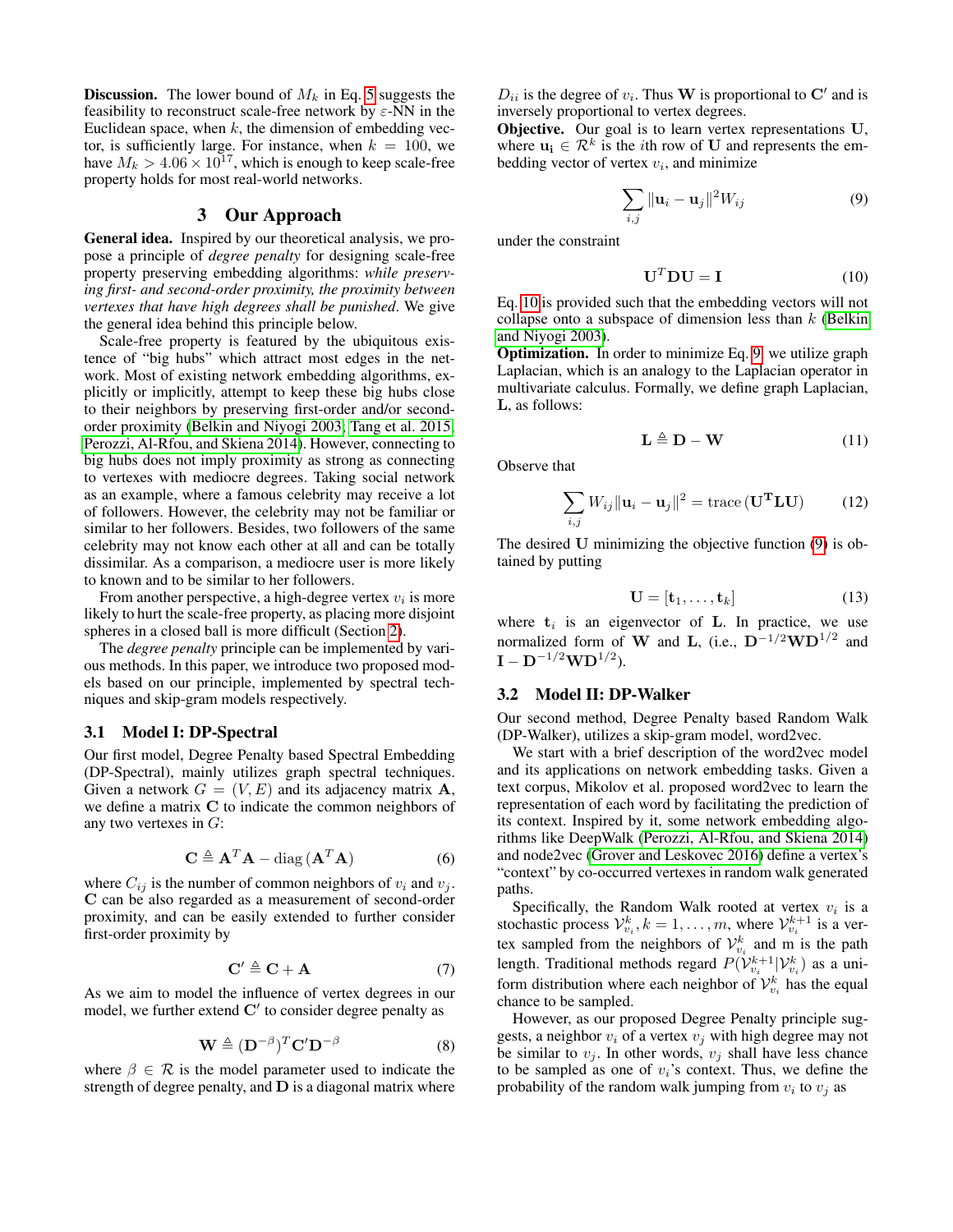**Discussion.** The lower bound of $M_k$ in Eq. 5 suggests the feasibility to reconstruct scale-free network by $\varepsilon$-NN in the Euclidean space, when $k$, the dimension of embedding vector, is sufficiently large. For instance, when $k = 100$, we have $M_k > 4.06 \times 10^{17}$, which is enough to keep scale-free property holds for most real-world networks.

## 3 Our Approach

**General idea.** Inspired by our theoretical analysis, we propose a principle of *degree penalty* for designing scale-free property preserving embedding algorithms: *while preserving first- and second-order proximity, the proximity between vertexes that have high degrees shall be punished*. We give the general idea behind this principle below.

Scale-free property is featured by the ubiquitous existence of "big hubs" which attract most edges in the network. Most of existing network embedding algorithms, explicitly or implicitly, attempt to keep these big hubs close to their neighbors by preserving first-order and/or second-order proximity (Belkin and Niyogi 2003; Tang et al. 2015; Perozzi, Al-Rfou, and Skiena 2014). However, connecting to big hubs does not imply proximity as strong as connecting to vertexes with mediocre degrees. Taking social network as an example, where a famous celebrity may receive a lot of followers. However, the celebrity may not be familiar or similar to her followers. Besides, two followers of the same celebrity may not know each other at all and can be totally dissimilar. As a comparison, a mediocre user is more likely to known and to be similar to her followers.

From another perspective, a high-degree vertex $v_i$ is more likely to hurt the scale-free property, as placing more disjoint spheres in a closed ball is more difficult (Section 2).

The *degree penalty* principle can be implemented by various methods. In this paper, we introduce two proposed models based on our principle, implemented by spectral techniques and skip-gram models respectively.

### 3.1 Model I: DP-Spectral

Our first model, Degree Penalty based Spectral Embedding (DP-Spectral), mainly utilizes graph spectral techniques. Given a network $G = (V, E)$ and its adjacency matrix $\mathbf{A}$, we define a matrix $\mathbf{C}$ to indicate the common neighbors of any two vertexes in $G$:

$$\mathbf{C} \triangleq \mathbf{A}^T\mathbf{A} - \text{diag}\left(\mathbf{A}^T\mathbf{A}\right) \tag{6}$$

where $C_{ij}$ is the number of common neighbors of $v_i$ and $v_j$. $\mathbf{C}$ can be also regarded as a measurement of second-order proximity, and can be easily extended to further consider first-order proximity by

$$\mathbf{C}' \triangleq \mathbf{C} + \mathbf{A} \tag{7}$$

As we aim to model the influence of vertex degrees in our model, we further extend $\mathbf{C}'$ to consider degree penalty as

$$\mathbf{W} \triangleq (\mathbf{D}^{-\beta})^T\mathbf{C}'\mathbf{D}^{-\beta} \tag{8}$$

where $\beta \in \mathcal{R}$ is the model parameter used to indicate the strength of degree penalty, and $\mathbf{D}$ is a diagonal matrix where $D_{ii}$ is the degree of $v_i$. Thus $\mathbf{W}$ is proportional to $\mathbf{C}'$ and is inversely proportional to vertex degrees.

**Objective.** Our goal is to learn vertex representations $\mathbf{U}$, where $\mathbf{u_i} \in \mathcal{R}^k$ is the $i$th row of $\mathbf{U}$ and represents the embedding vector of vertex $v_i$, and minimize

$$\sum_{i,j} \|\mathbf{u}_i - \mathbf{u}_j\|^2 W_{ij} \tag{9}$$

under the constraint

$$\mathbf{U}^T\mathbf{D}\mathbf{U} = \mathbf{I} \tag{10}$$

Eq. 10 is provided such that the embedding vectors will not collapse onto a subspace of dimension less than $k$ (Belkin and Niyogi 2003).

**Optimization.** In order to minimize Eq. 9, we utilize graph Laplacian, which is an analogy to the Laplacian operator in multivariate calculus. Formally, we define graph Laplacian, $\mathbf{L}$, as follows:

$$\mathbf{L} \triangleq \mathbf{D} - \mathbf{W} \tag{11}$$

Observe that

$$\sum_{i,j} W_{ij}\|\mathbf{u}_i - \mathbf{u}_j\|^2 = \text{trace}\left(\mathbf{U^TLU}\right) \tag{12}$$

The desired $\mathbf{U}$ minimizing the objective function (9) is obtained by putting

$$\mathbf{U} = [\mathbf{t}_1, \ldots, \mathbf{t}_k] \tag{13}$$

where $\mathbf{t}_i$ is an eigenvector of $\mathbf{L}$. In practice, we use normalized form of $\mathbf{W}$ and $\mathbf{L}$, (i.e., $\mathbf{D}^{-1/2}\mathbf{W}\mathbf{D}^{1/2}$ and $\mathbf{I} - \mathbf{D}^{-1/2}\mathbf{W}\mathbf{D}^{1/2}$).

### 3.2 Model II: DP-Walker

Our second method, Degree Penalty based Random Walk (DP-Walker), utilizes a skip-gram model, word2vec.

We start with a brief description of the word2vec model and its applications on network embedding tasks. Given a text corpus, Mikolov et al. proposed word2vec to learn the representation of each word by facilitating the prediction of its context. Inspired by it, some network embedding algorithms like DeepWalk (Perozzi, Al-Rfou, and Skiena 2014) and node2vec (Grover and Leskovec 2016) define a vertex's "context" by co-occurred vertexes in random walk generated paths.

Specifically, the Random Walk rooted at vertex $v_i$ is a stochastic process $\mathcal{V}_{v_i}^k, k = 1, \ldots, m$, where $\mathcal{V}_{v_i}^{k+1}$ is a vertex sampled from the neighbors of $\mathcal{V}_{v_i}^k$ and m is the path length. Traditional methods regard $P(\mathcal{V}_{v_i}^{k+1}|\mathcal{V}_{v_i}^k)$ as a uniform distribution where each neighbor of $\mathcal{V}_{v_i}^k$ has the equal chance to be sampled.

However, as our proposed Degree Penalty principle suggests, a neighbor $v_i$ of a vertex $v_j$ with high degree may not be similar to $v_j$. In other words, $v_j$ shall have less chance to be sampled as one of $v_i$'s context. Thus, we define the probability of the random walk jumping from $v_i$ to $v_j$ as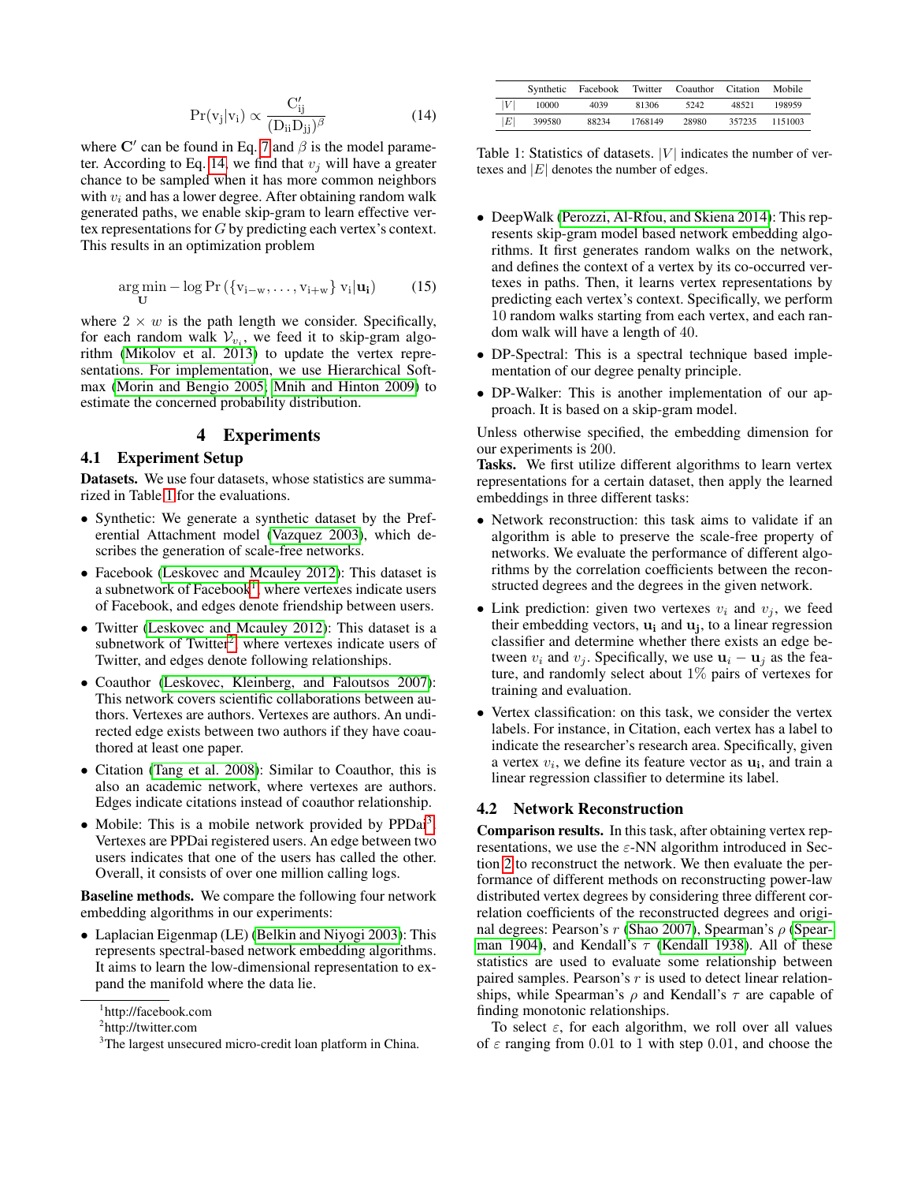$$\Pr(\mathrm{v_j}|\mathrm{v_i}) \propto \frac{\mathrm{C'_{ij}}}{(\mathrm{D_{ii}D_{jj}})^{\beta}} \tag{14}$$

where $\mathbf{C'}$ can be found in Eq. 7 and $\beta$ is the model parameter. According to Eq. 14, we find that $v_j$ will have a greater chance to be sampled when it has more common neighbors with $v_i$ and has a lower degree. After obtaining random walk generated paths, we enable skip-gram to learn effective vertex representations for $G$ by predicting each vertex's context. This results in an optimization problem

$$\arg\min_{\mathbf{U}} - \log \Pr\left(\{\mathrm{v_{i-w}}, \ldots, \mathrm{v_{i+w}}\} \ \mathrm{v_i} | \mathbf{u_i}\right) \tag{15}$$

where $2 \times w$ is the path length we consider. Specifically, for each random walk $\mathcal{V}_{v_i}$, we feed it to skip-gram algorithm (Mikolov et al. 2013) to update the vertex representations. For implementation, we use Hierarchical Softmax (Morin and Bengio 2005; Mnih and Hinton 2009) to estimate the concerned probability distribution.

## 4 Experiments

### 4.1 Experiment Setup

**Datasets.** We use four datasets, whose statistics are summarized in Table 1 for the evaluations.

- Synthetic: We generate a synthetic dataset by the Preferential Attachment model (Vazquez 2003), which describes the generation of scale-free networks.
- Facebook (Leskovec and Mcauley 2012): This dataset is a subnetwork of Facebook[1], where vertexes indicate users of Facebook, and edges denote friendship between users.
- Twitter (Leskovec and Mcauley 2012): This dataset is a subnetwork of Twitter[2], where vertexes indicate users of Twitter, and edges denote following relationships.
- Coauthor (Leskovec, Kleinberg, and Faloutsos 2007): This network covers scientific collaborations between authors. Vertexes are authors. Vertexes are authors. An undirected edge exists between two authors if they have coauthored at least one paper.
- Citation (Tang et al. 2008): Similar to Coauthor, this is also an academic network, where vertexes are authors. Edges indicate citations instead of coauthor relationship.
- Mobile: This is a mobile network provided by PPDai[3]. Vertexes are PPDai registered users. An edge between two users indicates that one of the users has called the other. Overall, it consists of over one million calling logs.

**Baseline methods.** We compare the following four network embedding algorithms in our experiments:

- Laplacian Eigenmap (LE) (Belkin and Niyogi 2003): This represents spectral-based network embedding algorithms. It aims to learn the low-dimensional representation to expand the manifold where the data lie.

[1]http://facebook.com

[2]http://twitter.com

[3]The largest unsecured micro-credit loan platform in China.

| | Synthetic | Facebook | Twitter | Coauthor | Citation | Mobile |
|---|---|---|---|---|---|---|
| $\|V\|$ | 10000 | 4039 | 81306 | 5242 | 48521 | 198959 |
| $\|E\|$ | 399580 | 88234 | 1768149 | 28980 | 357235 | 1151003 |

Table 1: Statistics of datasets. $|V|$ indicates the number of vertexes and $|E|$ denotes the number of edges.

- DeepWalk (Perozzi, Al-Rfou, and Skiena 2014): This represents skip-gram model based network embedding algorithms. It first generates random walks on the network, and defines the context of a vertex by its co-occurred vertexes in paths. Then, it learns vertex representations by predicting each vertex's context. Specifically, we perform 10 random walks starting from each vertex, and each random walk will have a length of 40.
- DP-Spectral: This is a spectral technique based implementation of our degree penalty principle.
- DP-Walker: This is another implementation of our approach. It is based on a skip-gram model.

Unless otherwise specified, the embedding dimension for our experiments is 200.

**Tasks.** We first utilize different algorithms to learn vertex representations for a certain dataset, then apply the learned embeddings in three different tasks:

- Network reconstruction: this task aims to validate if an algorithm is able to preserve the scale-free property of networks. We evaluate the performance of different algorithms by the correlation coefficients between the reconstructed degrees and the degrees in the given network.
- Link prediction: given two vertexes $v_i$ and $v_j$, we feed their embedding vectors, $\mathbf{u_i}$ and $\mathbf{u_j}$, to a linear regression classifier and determine whether there exists an edge between $v_i$ and $v_j$. Specifically, we use $\mathbf{u}_i - \mathbf{u}_j$ as the feature, and randomly select about 1% pairs of vertexes for training and evaluation.
- Vertex classification: on this task, we consider the vertex labels. For instance, in Citation, each vertex has a label to indicate the researcher's research area. Specifically, given a vertex $v_i$, we define its feature vector as $\mathbf{u_i}$, and train a linear regression classifier to determine its label.

### 4.2 Network Reconstruction

**Comparison results.** In this task, after obtaining vertex representations, we use the $\varepsilon$-NN algorithm introduced in Section 2 to reconstruct the network. We then evaluate the performance of different methods on reconstructing power-law distributed vertex degrees by considering three different correlation coefficients of the reconstructed degrees and original degrees: Pearson's $r$ (Shao 2007), Spearman's $\rho$ (Spearman 1904), and Kendall's $\tau$ (Kendall 1938). All of these statistics are used to evaluate some relationship between paired samples. Pearson's $r$ is used to detect linear relationships, while Spearman's $\rho$ and Kendall's $\tau$ are capable of finding monotonic relationships.

To select $\varepsilon$, for each algorithm, we roll over all values of $\varepsilon$ ranging from 0.01 to 1 with step 0.01, and choose the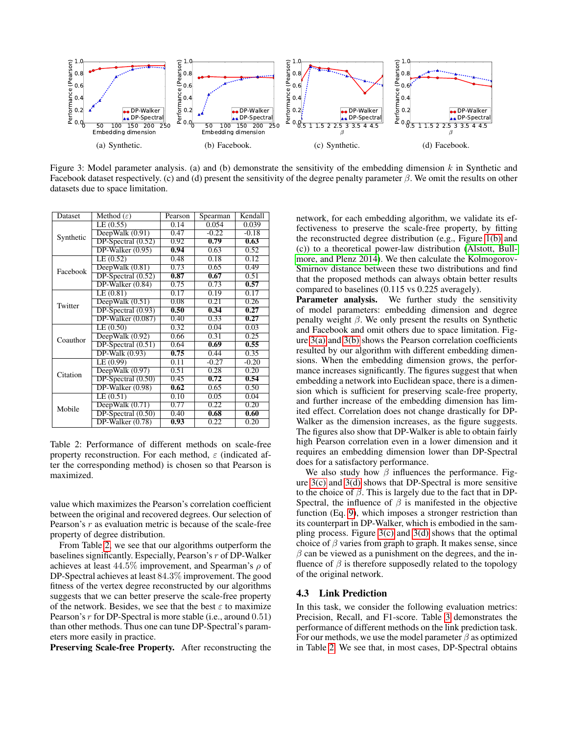Figure 3: Model parameter analysis. (a) and (b) demonstrate the sensitivity of the embedding dimension $k$ in Synthetic and Facebook dataset respectively. (c) and (d) present the sensitivity of the degree penalty parameter $\beta$. We omit the results on other datasets due to space limitation.

| Dataset | Method ($\varepsilon$) | Pearson | Spearman | Kendall |
|---|---|---|---|---|
| Synthetic | LE (0.55) | 0.14 | 0.054 | 0.039 |
| | DeepWalk (0.91) | 0.47 | -0.22 | -0.18 |
| | DP-Spectral (0.52) | 0.92 | **0.79** | **0.63** |
| | DP-Walker (0.95) | **0.94** | 0.63 | 0.52 |
| Facebook | LE (0.52) | 0.48 | 0.18 | 0.12 |
| | DeepWalk (0.81) | 0.73 | 0.65 | 0.49 |
| | DP-Spectral (0.52) | **0.87** | **0.67** | 0.51 |
| | DP-Walker (0.84) | 0.75 | 0.73 | **0.57** |
| Twitter | LE (0.81) | 0.17 | 0.19 | 0.17 |
| | DeepWalk (0.51) | 0.08 | 0.21 | 0.26 |
| | DP-Spectral (0.93) | **0.50** | **0.34** | **0.27** |
| | DP-Walker (0.087) | 0.40 | 0.33 | **0.27** |
| Coauthor | LE (0.50) | 0.32 | 0.04 | 0.03 |
| | DeepWalk (0.92) | 0.66 | 0.31 | 0.25 |
| | DP-Spectral (0.51) | 0.64 | **0.69** | **0.55** |
| | DP-Walk (0.93) | **0.75** | 0.44 | 0.35 |
| Citation | LE (0.99) | 0.11 | -0.27 | -0.20 |
| | DeepWalk (0.97) | 0.51 | 0.28 | 0.20 |
| | DP-Spectral (0.50) | 0.45 | **0.72** | **0.54** |
| | DP-Walker (0.98) | **0.62** | 0.65 | 0.50 |
| Mobile | LE (0.51) | 0.10 | 0.05 | 0.04 |
| | DeepWalk (0.71) | 0.77 | 0.22 | 0.20 |
| | DP-Spectral (0.50) | 0.40 | **0.68** | **0.60** |
| | DP-Walker (0.78) | **0.93** | 0.22 | 0.20 |

Table 2: Performance of different methods on scale-free property reconstruction. For each method, $\varepsilon$ (indicated after the corresponding method) is chosen so that Pearson is maximized.

value which maximizes the Pearson's correlation coefficient between the original and recovered degrees. Our selection of Pearson's $r$ as evaluation metric is because of the scale-free property of degree distribution.

From Table 2, we see that our algorithms outperform the baselines significantly. Especially, Pearson's $r$ of DP-Walker achieves at least $44.5\%$ improvement, and Spearman's $\rho$ of DP-Spectral achieves at least $84.3\%$ improvement. The good fitness of the vertex degree reconstructed by our algorithms suggests that we can better preserve the scale-free property of the network. Besides, we see that the best $\varepsilon$ to maximize Pearson's $r$ for DP-Spectral is more stable (i.e., around 0.51) than other methods. Thus one can tune DP-Spectral's parameters more easily in practice.

**Preserving Scale-free Property.** After reconstructing the network, for each embedding algorithm, we validate its effectiveness to preserve the scale-free property, by fitting the reconstructed degree distribution (e.g., Figure 1(b) and (c)) to a theoretical power-law distribution (Alstott, Bullmore, and Plenz 2014). We then calculate the Kolmogorov-Smirnov distance between these two distributions and find that the proposed methods can always obtain better results compared to baselines (0.115 vs 0.225 averagely).

**Parameter analysis.** We further study the sensitivity of model parameters: embedding dimension and degree penalty weight $\beta$. We only present the results on Synthetic and Facebook and omit others due to space limitation. Figure 3(a) and 3(b) shows the Pearson correlation coefficients resulted by our algorithm with different embedding dimensions. When the embedding dimension grows, the performance increases significantly. The figures suggest that when embedding a network into Euclidean space, there is a dimension which is sufficient for preserving scale-free property, and further increase of the embedding dimension has limited effect. Correlation does not change drastically for DP-Walker as the dimension increases, as the figure suggests. The figures also show that DP-Walker is able to obtain fairly high Pearson correlation even in a lower dimension and it requires an embedding dimension lower than DP-Spectral does for a satisfactory performance.

We also study how $\beta$ influences the performance. Figure 3(c) and 3(d) shows that DP-Spectral is more sensitive to the choice of $\beta$. This is largely due to the fact that in DP-Spectral, the influence of $\beta$ is manifested in the objective function (Eq. 9), which imposes a stronger restriction than its counterpart in DP-Walker, which is embodied in the sampling process. Figure 3(c) and 3(d) shows that the optimal choice of $\beta$ varies from graph to graph. It makes sense, since $\beta$ can be viewed as a punishment on the degrees, and the influence of $\beta$ is therefore supposedly related to the topology of the original network.

### 4.3 Link Prediction

In this task, we consider the following evaluation metrics: Precision, Recall, and F1-score. Table 3 demonstrates the performance of different methods on the link prediction task. For our methods, we use the model parameter $\beta$ as optimized in Table 2. We see that, in most cases, DP-Spectral obtains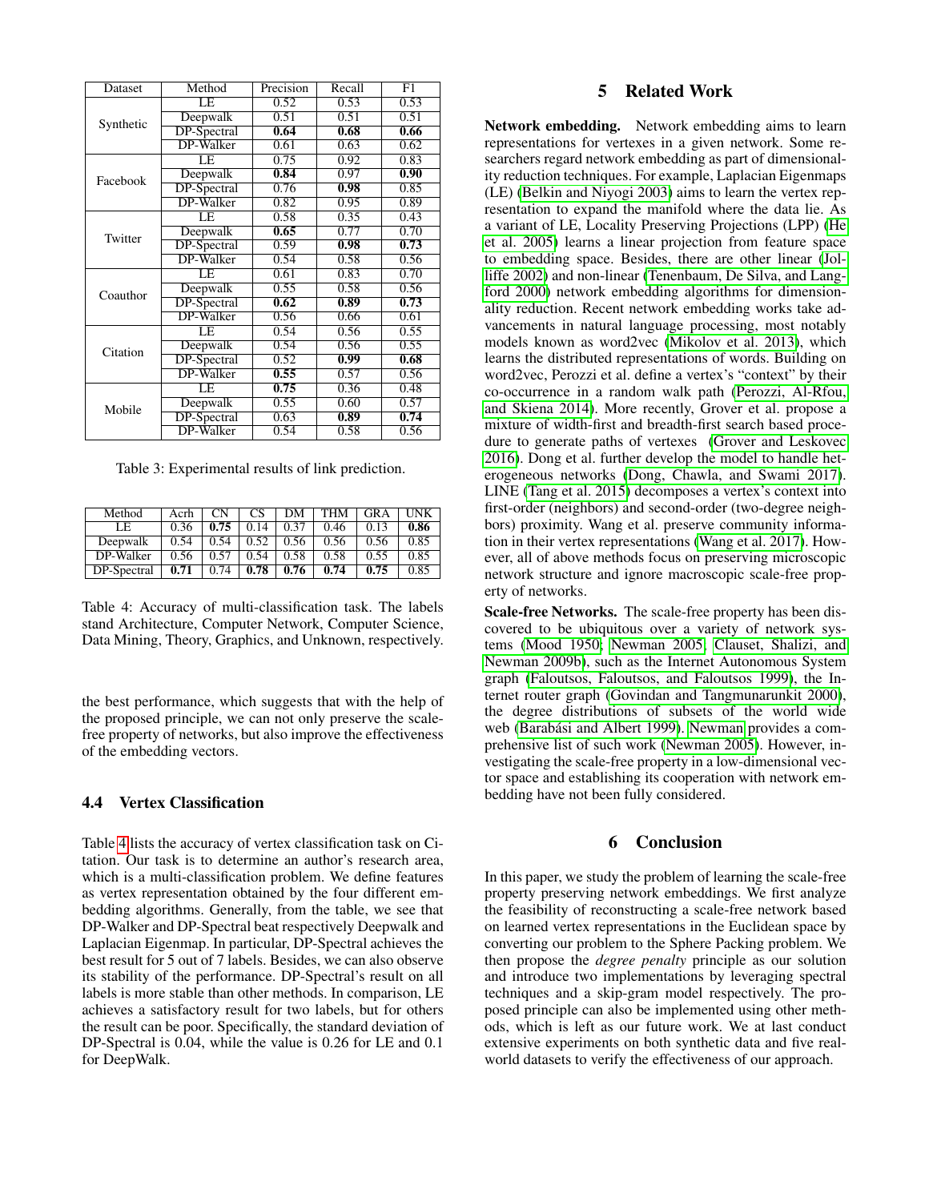| Dataset | Method | Precision | Recall | F1 |
|---|---|---|---|---|
| Synthetic | LE | 0.52 | 0.53 | 0.53 |
| | Deepwalk | 0.51 | 0.51 | 0.51 |
| | DP-Spectral | **0.64** | **0.68** | **0.66** |
| | DP-Walker | 0.61 | 0.63 | 0.62 |
| Facebook | LE | 0.75 | 0.92 | 0.83 |
| | Deepwalk | **0.84** | 0.97 | **0.90** |
| | DP-Spectral | 0.76 | **0.98** | 0.85 |
| | DP-Walker | 0.82 | 0.95 | 0.89 |
| Twitter | LE | 0.58 | 0.35 | 0.43 |
| | Deepwalk | **0.65** | 0.77 | 0.70 |
| | DP-Spectral | 0.59 | **0.98** | **0.73** |
| | DP-Walker | 0.54 | 0.58 | 0.56 |
| Coauthor | LE | 0.61 | 0.83 | 0.70 |
| | Deepwalk | 0.55 | 0.58 | 0.56 |
| | DP-Spectral | **0.62** | **0.89** | **0.73** |
| | DP-Walker | 0.56 | 0.66 | 0.61 |
| Citation | LE | 0.54 | 0.56 | 0.55 |
| | Deepwalk | 0.54 | 0.56 | 0.55 |
| | DP-Spectral | 0.52 | **0.99** | **0.68** |
| | DP-Walker | **0.55** | 0.57 | 0.56 |
| Mobile | LE | **0.75** | 0.36 | 0.48 |
| | Deepwalk | 0.55 | 0.60 | 0.57 |
| | DP-Spectral | 0.63 | **0.89** | **0.74** |
| | DP-Walker | 0.54 | 0.58 | 0.56 |

Table 3: Experimental results of link prediction.

| Method | Acrh | CN | CS | DM | THM | GRA | UNK |
|---|---|---|---|---|---|---|---|
| LE | 0.36 | **0.75** | 0.14 | 0.37 | 0.46 | 0.13 | **0.86** |
| Deepwalk | 0.54 | 0.54 | 0.52 | 0.56 | 0.56 | 0.56 | 0.85 |
| DP-Walker | 0.56 | 0.57 | 0.54 | 0.58 | 0.58 | 0.55 | 0.85 |
| DP-Spectral | **0.71** | 0.74 | **0.78** | **0.76** | **0.74** | **0.75** | 0.85 |

Table 4: Accuracy of multi-classification task. The labels stand Architecture, Computer Network, Computer Science, Data Mining, Theory, Graphics, and Unknown, respectively.

the best performance, which suggests that with the help of the proposed principle, we can not only preserve the scale-free property of networks, but also improve the effectiveness of the embedding vectors.

### 4.4 Vertex Classification

Table 4 lists the accuracy of vertex classification task on Citation. Our task is to determine an author's research area, which is a multi-classification problem. We define features as vertex representation obtained by the four different embedding algorithms. Generally, from the table, we see that DP-Walker and DP-Spectral beat respectively Deepwalk and Laplacian Eigenmap. In particular, DP-Spectral achieves the best result for 5 out of 7 labels. Besides, we can also observe its stability of the performance. DP-Spectral's result on all labels is more stable than other methods. In comparison, LE achieves a satisfactory result for two labels, but for others the result can be poor. Specifically, the standard deviation of DP-Spectral is 0.04, while the value is 0.26 for LE and 0.1 for DeepWalk.

## 5 Related Work

**Network embedding.** Network embedding aims to learn representations for vertexes in a given network. Some researchers regard network embedding as part of dimensionality reduction techniques. For example, Laplacian Eigenmaps (LE) (Belkin and Niyogi 2003) aims to learn the vertex representation to expand the manifold where the data lie. As a variant of LE, Locality Preserving Projections (LPP) (He et al. 2005) learns a linear projection from feature space to embedding space. Besides, there are other linear (Jolliffe 2002) and non-linear (Tenenbaum, De Silva, and Langford 2000) network embedding algorithms for dimensionality reduction. Recent network embedding works take advancements in natural language processing, most notably models known as word2vec (Mikolov et al. 2013), which learns the distributed representations of words. Building on word2vec, Perozzi et al. define a vertex's "context" by their co-occurrence in a random walk path (Perozzi, Al-Rfou, and Skiena 2014). More recently, Grover et al. propose a mixture of width-first and breadth-first search based procedure to generate paths of vertexes (Grover and Leskovec 2016). Dong et al. further develop the model to handle heterogeneous networks (Dong, Chawla, and Swami 2017). LINE (Tang et al. 2015) decomposes a vertex's context into first-order (neighbors) and second-order (two-degree neighbors) proximity. Wang et al. preserve community information in their vertex representations (Wang et al. 2017). However, all of above methods focus on preserving microscopic network structure and ignore macroscopic scale-free property of networks.

**Scale-free Networks.** The scale-free property has been discovered to be ubiquitous over a variety of network systems (Mood 1950; Newman 2005; Clauset, Shalizi, and Newman 2009b), such as the Internet Autonomous System graph (Faloutsos, Faloutsos, and Faloutsos 1999), the Internet router graph (Govindan and Tangmunarunkit 2000), the degree distributions of subsets of the world wide web (Barabási and Albert 1999). Newman provides a comprehensive list of such work (Newman 2005). However, investigating the scale-free property in a low-dimensional vector space and establishing its cooperation with network embedding have not been fully considered.

## 6 Conclusion

In this paper, we study the problem of learning the scale-free property preserving network embeddings. We first analyze the feasibility of reconstructing a scale-free network based on learned vertex representations in the Euclidean space by converting our problem to the Sphere Packing problem. We then propose the *degree penalty* principle as our solution and introduce two implementations by leveraging spectral techniques and a skip-gram model respectively. The proposed principle can also be implemented using other methods, which is left as our future work. We at last conduct extensive experiments on both synthetic data and five real-world datasets to verify the effectiveness of our approach.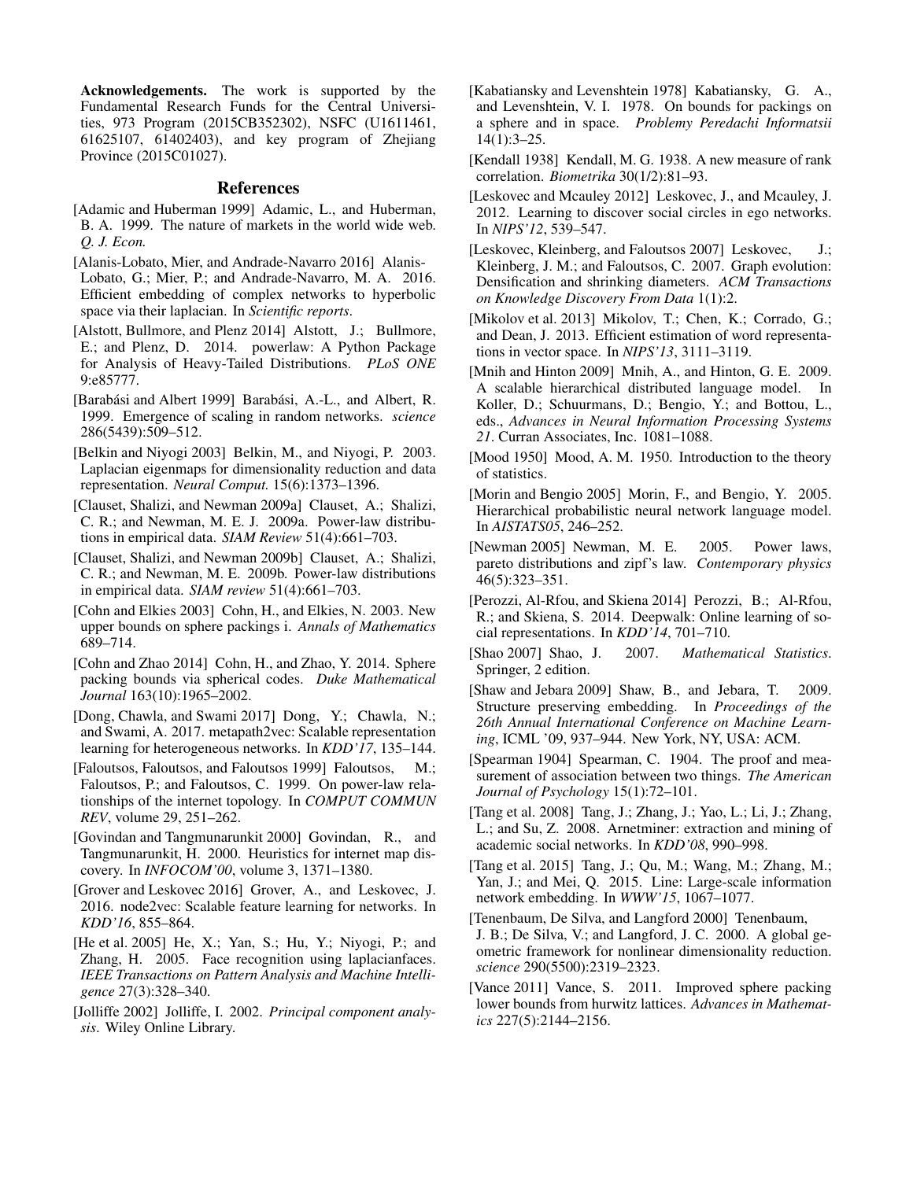**Acknowledgements.** The work is supported by the Fundamental Research Funds for the Central Universities, 973 Program (2015CB352302), NSFC (U1611461, 61625107, 61402403), and key program of Zhejiang Province (2015C01027).

## References

[Adamic and Huberman 1999] Adamic, L., and Huberman, B. A. 1999. The nature of markets in the world wide web. *Q. J. Econ.*

[Alanis-Lobato, Mier, and Andrade-Navarro 2016] Alanis-Lobato, G.; Mier, P.; and Andrade-Navarro, M. A. 2016. Efficient embedding of complex networks to hyperbolic space via their laplacian. In *Scientific reports*.

[Alstott, Bullmore, and Plenz 2014] Alstott, J.; Bullmore, E.; and Plenz, D. 2014. powerlaw: A Python Package for Analysis of Heavy-Tailed Distributions. *PLoS ONE* 9:e85777.

[Barabási and Albert 1999] Barabási, A.-L., and Albert, R. 1999. Emergence of scaling in random networks. *science* 286(5439):509–512.

[Belkin and Niyogi 2003] Belkin, M., and Niyogi, P. 2003. Laplacian eigenmaps for dimensionality reduction and data representation. *Neural Comput.* 15(6):1373–1396.

[Clauset, Shalizi, and Newman 2009a] Clauset, A.; Shalizi, C. R.; and Newman, M. E. J. 2009a. Power-law distributions in empirical data. *SIAM Review* 51(4):661–703.

[Clauset, Shalizi, and Newman 2009b] Clauset, A.; Shalizi, C. R.; and Newman, M. E. 2009b. Power-law distributions in empirical data. *SIAM review* 51(4):661–703.

[Cohn and Elkies 2003] Cohn, H., and Elkies, N. 2003. New upper bounds on sphere packings i. *Annals of Mathematics* 689–714.

[Cohn and Zhao 2014] Cohn, H., and Zhao, Y. 2014. Sphere packing bounds via spherical codes. *Duke Mathematical Journal* 163(10):1965–2002.

[Dong, Chawla, and Swami 2017] Dong, Y.; Chawla, N.; and Swami, A. 2017. metapath2vec: Scalable representation learning for heterogeneous networks. In *KDD'17*, 135–144.

[Faloutsos, Faloutsos, and Faloutsos 1999] Faloutsos, M.; Faloutsos, P.; and Faloutsos, C. 1999. On power-law relationships of the internet topology. In *COMPUT COMMUN REV*, volume 29, 251–262.

[Govindan and Tangmunarunkit 2000] Govindan, R., and Tangmunarunkit, H. 2000. Heuristics for internet map discovery. In *INFOCOM'00*, volume 3, 1371–1380.

[Grover and Leskovec 2016] Grover, A., and Leskovec, J. 2016. node2vec: Scalable feature learning for networks. In *KDD'16*, 855–864.

[He et al. 2005] He, X.; Yan, S.; Hu, Y.; Niyogi, P.; and Zhang, H. 2005. Face recognition using laplacianfaces. *IEEE Transactions on Pattern Analysis and Machine Intelligence* 27(3):328–340.

[Jolliffe 2002] Jolliffe, I. 2002. *Principal component analysis*. Wiley Online Library.

[Kabatiansky and Levenshtein 1978] Kabatiansky, G. A., and Levenshtein, V. I. 1978. On bounds for packings on a sphere and in space. *Problemy Peredachi Informatsii* 14(1):3–25.

[Kendall 1938] Kendall, M. G. 1938. A new measure of rank correlation. *Biometrika* 30(1/2):81–93.

[Leskovec and Mcauley 2012] Leskovec, J., and Mcauley, J. 2012. Learning to discover social circles in ego networks. In *NIPS'12*, 539–547.

[Leskovec, Kleinberg, and Faloutsos 2007] Leskovec, J.; Kleinberg, J. M.; and Faloutsos, C. 2007. Graph evolution: Densification and shrinking diameters. *ACM Transactions on Knowledge Discovery From Data* 1(1):2.

[Mikolov et al. 2013] Mikolov, T.; Chen, K.; Corrado, G.; and Dean, J. 2013. Efficient estimation of word representations in vector space. In *NIPS'13*, 3111–3119.

[Mnih and Hinton 2009] Mnih, A., and Hinton, G. E. 2009. A scalable hierarchical distributed language model. In Koller, D.; Schuurmans, D.; Bengio, Y.; and Bottou, L., eds., *Advances in Neural Information Processing Systems 21*. Curran Associates, Inc. 1081–1088.

[Mood 1950] Mood, A. M. 1950. Introduction to the theory of statistics.

[Morin and Bengio 2005] Morin, F., and Bengio, Y. 2005. Hierarchical probabilistic neural network language model. In *AISTATS05*, 246–252.

[Newman 2005] Newman, M. E. 2005. Power laws, pareto distributions and zipf's law. *Contemporary physics* 46(5):323–351.

[Perozzi, Al-Rfou, and Skiena 2014] Perozzi, B.; Al-Rfou, R.; and Skiena, S. 2014. Deepwalk: Online learning of social representations. In *KDD'14*, 701–710.

[Shao 2007] Shao, J. 2007. *Mathematical Statistics*. Springer, 2 edition.

[Shaw and Jebara 2009] Shaw, B., and Jebara, T. 2009. Structure preserving embedding. In *Proceedings of the 26th Annual International Conference on Machine Learning*, ICML '09, 937–944. New York, NY, USA: ACM.

[Spearman 1904] Spearman, C. 1904. The proof and measurement of association between two things. *The American Journal of Psychology* 15(1):72–101.

[Tang et al. 2008] Tang, J.; Zhang, J.; Yao, L.; Li, J.; Zhang, L.; and Su, Z. 2008. Arnetminer: extraction and mining of academic social networks. In *KDD'08*, 990–998.

[Tang et al. 2015] Tang, J.; Qu, M.; Wang, M.; Zhang, M.; Yan, J.; and Mei, Q. 2015. Line: Large-scale information network embedding. In *WWW'15*, 1067–1077.

[Tenenbaum, De Silva, and Langford 2000] Tenenbaum, J. B.; De Silva, V.; and Langford, J. C. 2000. A global geometric framework for nonlinear dimensionality reduction. *science* 290(5500):2319–2323.

[Vance 2011] Vance, S. 2011. Improved sphere packing lower bounds from hurwitz lattices. *Advances in Mathematics* 227(5):2144–2156.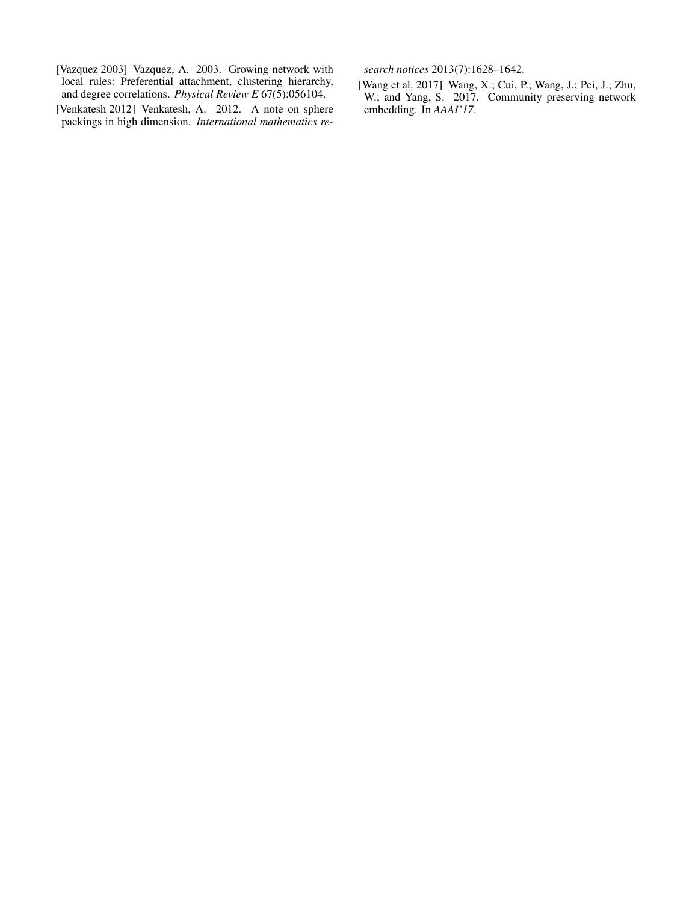[Vazquez 2003] Vazquez, A. 2003. Growing network with local rules: Preferential attachment, clustering hierarchy, and degree correlations. *Physical Review E* 67(5):056104.

[Venkatesh 2012] Venkatesh, A. 2012. A note on sphere packings in high dimension. *International mathematics research notices* 2013(7):1628–1642.

[Wang et al. 2017] Wang, X.; Cui, P.; Wang, J.; Pei, J.; Zhu, W.; and Yang, S. 2017. Community preserving network embedding. In *AAAI'17*.